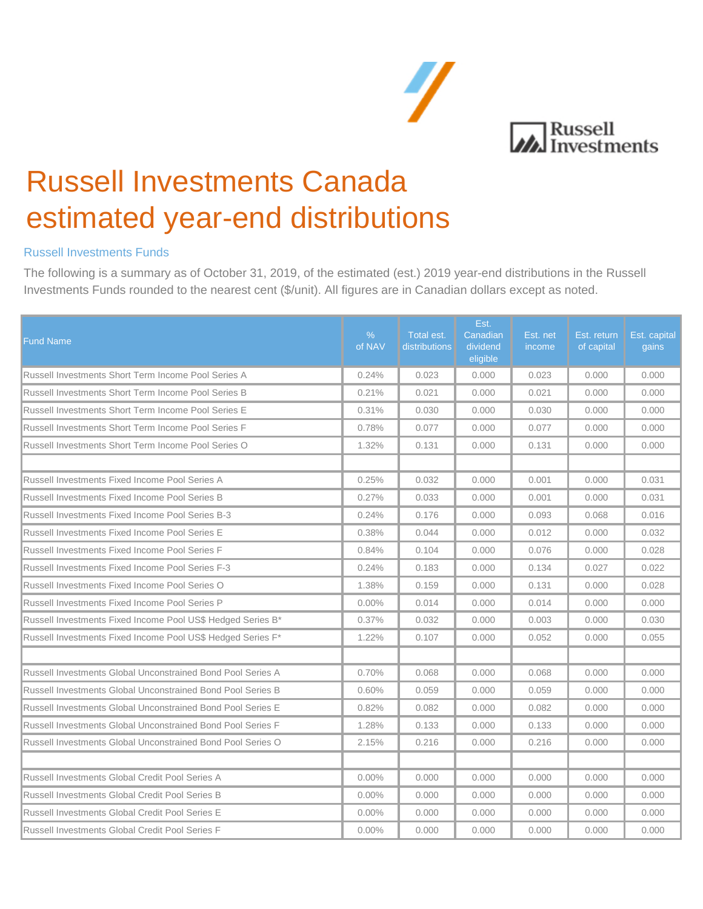# Russell Investments Canada estimated year-end distributions

## Russell Investments Funds

The following is a summary as of October 31, 2019, of the estimated (est.) 2019 year-end distributions in the Russell Investments Funds rounded to the nearest cent ($/unit). All figures are in Canadian dollars except as noted.

| Fund Name | % of NAV | Total est. distributions | Est. Canadian dividend eligible | Est. net income | Est. return of capital | Est. capital gains |
|---|---|---|---|---|---|---|
| Russell Investments Short Term Income Pool Series A | 0.24% | 0.023 | 0.000 | 0.023 | 0.000 | 0.000 |
| Russell Investments Short Term Income Pool Series B | 0.21% | 0.021 | 0.000 | 0.021 | 0.000 | 0.000 |
| Russell Investments Short Term Income Pool Series E | 0.31% | 0.030 | 0.000 | 0.030 | 0.000 | 0.000 |
| Russell Investments Short Term Income Pool Series F | 0.78% | 0.077 | 0.000 | 0.077 | 0.000 | 0.000 |
| Russell Investments Short Term Income Pool Series O | 1.32% | 0.131 | 0.000 | 0.131 | 0.000 | 0.000 |
| | | | | | | |
| Russell Investments Fixed Income Pool Series A | 0.25% | 0.032 | 0.000 | 0.001 | 0.000 | 0.031 |
| Russell Investments Fixed Income Pool Series B | 0.27% | 0.033 | 0.000 | 0.001 | 0.000 | 0.031 |
| Russell Investments Fixed Income Pool Series B-3 | 0.24% | 0.176 | 0.000 | 0.093 | 0.068 | 0.016 |
| Russell Investments Fixed Income Pool Series E | 0.38% | 0.044 | 0.000 | 0.012 | 0.000 | 0.032 |
| Russell Investments Fixed Income Pool Series F | 0.84% | 0.104 | 0.000 | 0.076 | 0.000 | 0.028 |
| Russell Investments Fixed Income Pool Series F-3 | 0.24% | 0.183 | 0.000 | 0.134 | 0.027 | 0.022 |
| Russell Investments Fixed Income Pool Series O | 1.38% | 0.159 | 0.000 | 0.131 | 0.000 | 0.028 |
| Russell Investments Fixed Income Pool Series P | 0.00% | 0.014 | 0.000 | 0.014 | 0.000 | 0.000 |
| Russell Investments Fixed Income Pool US$ Hedged Series B* | 0.37% | 0.032 | 0.000 | 0.003 | 0.000 | 0.030 |
| Russell Investments Fixed Income Pool US$ Hedged Series F* | 1.22% | 0.107 | 0.000 | 0.052 | 0.000 | 0.055 |
| | | | | | | |
| Russell Investments Global Unconstrained Bond Pool Series A | 0.70% | 0.068 | 0.000 | 0.068 | 0.000 | 0.000 |
| Russell Investments Global Unconstrained Bond Pool Series B | 0.60% | 0.059 | 0.000 | 0.059 | 0.000 | 0.000 |
| Russell Investments Global Unconstrained Bond Pool Series E | 0.82% | 0.082 | 0.000 | 0.082 | 0.000 | 0.000 |
| Russell Investments Global Unconstrained Bond Pool Series F | 1.28% | 0.133 | 0.000 | 0.133 | 0.000 | 0.000 |
| Russell Investments Global Unconstrained Bond Pool Series O | 2.15% | 0.216 | 0.000 | 0.216 | 0.000 | 0.000 |
| | | | | | | |
| Russell Investments Global Credit Pool Series A | 0.00% | 0.000 | 0.000 | 0.000 | 0.000 | 0.000 |
| Russell Investments Global Credit Pool Series B | 0.00% | 0.000 | 0.000 | 0.000 | 0.000 | 0.000 |
| Russell Investments Global Credit Pool Series E | 0.00% | 0.000 | 0.000 | 0.000 | 0.000 | 0.000 |
| Russell Investments Global Credit Pool Series F | 0.00% | 0.000 | 0.000 | 0.000 | 0.000 | 0.000 |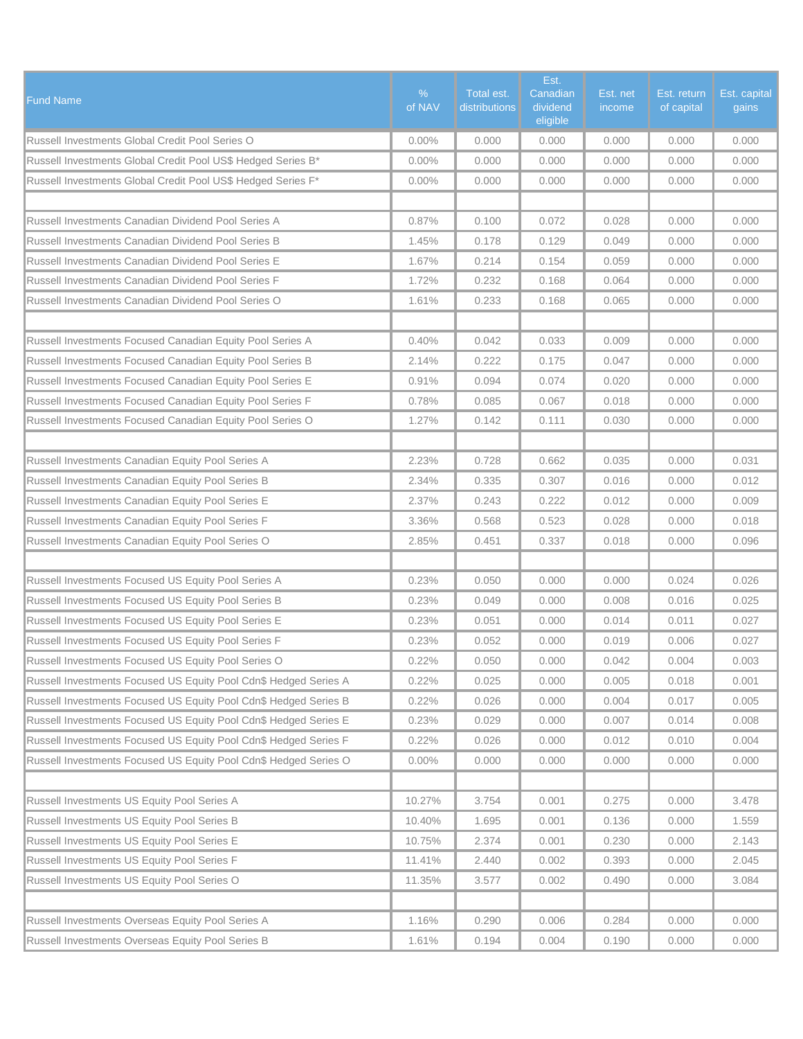| Fund Name | % of NAV | Total est. distributions | Est. Canadian dividend eligible | Est. net income | Est. return of capital | Est. capital gains |
|---|---|---|---|---|---|---|
| Russell Investments Global Credit Pool Series O | 0.00% | 0.000 | 0.000 | 0.000 | 0.000 | 0.000 |
| Russell Investments Global Credit Pool US$ Hedged Series B* | 0.00% | 0.000 | 0.000 | 0.000 | 0.000 | 0.000 |
| Russell Investments Global Credit Pool US$ Hedged Series F* | 0.00% | 0.000 | 0.000 | 0.000 | 0.000 | 0.000 |
| | | | | | | |
| Russell Investments Canadian Dividend Pool Series A | 0.87% | 0.100 | 0.072 | 0.028 | 0.000 | 0.000 |
| Russell Investments Canadian Dividend Pool Series B | 1.45% | 0.178 | 0.129 | 0.049 | 0.000 | 0.000 |
| Russell Investments Canadian Dividend Pool Series E | 1.67% | 0.214 | 0.154 | 0.059 | 0.000 | 0.000 |
| Russell Investments Canadian Dividend Pool Series F | 1.72% | 0.232 | 0.168 | 0.064 | 0.000 | 0.000 |
| Russell Investments Canadian Dividend Pool Series O | 1.61% | 0.233 | 0.168 | 0.065 | 0.000 | 0.000 |
| | | | | | | |
| Russell Investments Focused Canadian Equity Pool Series A | 0.40% | 0.042 | 0.033 | 0.009 | 0.000 | 0.000 |
| Russell Investments Focused Canadian Equity Pool Series B | 2.14% | 0.222 | 0.175 | 0.047 | 0.000 | 0.000 |
| Russell Investments Focused Canadian Equity Pool Series E | 0.91% | 0.094 | 0.074 | 0.020 | 0.000 | 0.000 |
| Russell Investments Focused Canadian Equity Pool Series F | 0.78% | 0.085 | 0.067 | 0.018 | 0.000 | 0.000 |
| Russell Investments Focused Canadian Equity Pool Series O | 1.27% | 0.142 | 0.111 | 0.030 | 0.000 | 0.000 |
| | | | | | | |
| Russell Investments Canadian Equity Pool Series A | 2.23% | 0.728 | 0.662 | 0.035 | 0.000 | 0.031 |
| Russell Investments Canadian Equity Pool Series B | 2.34% | 0.335 | 0.307 | 0.016 | 0.000 | 0.012 |
| Russell Investments Canadian Equity Pool Series E | 2.37% | 0.243 | 0.222 | 0.012 | 0.000 | 0.009 |
| Russell Investments Canadian Equity Pool Series F | 3.36% | 0.568 | 0.523 | 0.028 | 0.000 | 0.018 |
| Russell Investments Canadian Equity Pool Series O | 2.85% | 0.451 | 0.337 | 0.018 | 0.000 | 0.096 |
| | | | | | | |
| Russell Investments Focused US Equity Pool Series A | 0.23% | 0.050 | 0.000 | 0.000 | 0.024 | 0.026 |
| Russell Investments Focused US Equity Pool Series B | 0.23% | 0.049 | 0.000 | 0.008 | 0.016 | 0.025 |
| Russell Investments Focused US Equity Pool Series E | 0.23% | 0.051 | 0.000 | 0.014 | 0.011 | 0.027 |
| Russell Investments Focused US Equity Pool Series F | 0.23% | 0.052 | 0.000 | 0.019 | 0.006 | 0.027 |
| Russell Investments Focused US Equity Pool Series O | 0.22% | 0.050 | 0.000 | 0.042 | 0.004 | 0.003 |
| Russell Investments Focused US Equity Pool Cdn$ Hedged Series A | 0.22% | 0.025 | 0.000 | 0.005 | 0.018 | 0.001 |
| Russell Investments Focused US Equity Pool Cdn$ Hedged Series B | 0.22% | 0.026 | 0.000 | 0.004 | 0.017 | 0.005 |
| Russell Investments Focused US Equity Pool Cdn$ Hedged Series E | 0.23% | 0.029 | 0.000 | 0.007 | 0.014 | 0.008 |
| Russell Investments Focused US Equity Pool Cdn$ Hedged Series F | 0.22% | 0.026 | 0.000 | 0.012 | 0.010 | 0.004 |
| Russell Investments Focused US Equity Pool Cdn$ Hedged Series O | 0.00% | 0.000 | 0.000 | 0.000 | 0.000 | 0.000 |
| | | | | | | |
| Russell Investments US Equity Pool Series A | 10.27% | 3.754 | 0.001 | 0.275 | 0.000 | 3.478 |
| Russell Investments US Equity Pool Series B | 10.40% | 1.695 | 0.001 | 0.136 | 0.000 | 1.559 |
| Russell Investments US Equity Pool Series E | 10.75% | 2.374 | 0.001 | 0.230 | 0.000 | 2.143 |
| Russell Investments US Equity Pool Series F | 11.41% | 2.440 | 0.002 | 0.393 | 0.000 | 2.045 |
| Russell Investments US Equity Pool Series O | 11.35% | 3.577 | 0.002 | 0.490 | 0.000 | 3.084 |
| | | | | | | |
| Russell Investments Overseas Equity Pool Series A | 1.16% | 0.290 | 0.006 | 0.284 | 0.000 | 0.000 |
| Russell Investments Overseas Equity Pool Series B | 1.61% | 0.194 | 0.004 | 0.190 | 0.000 | 0.000 |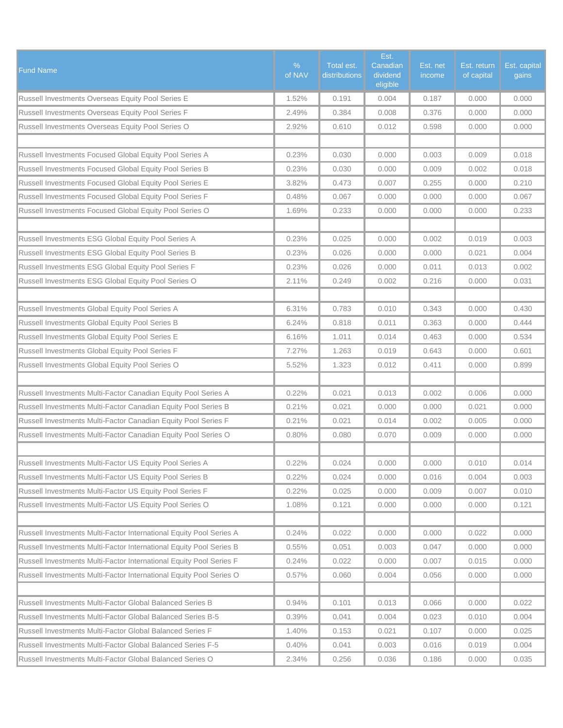| Fund Name | % of NAV | Total est. distributions | Est. Canadian dividend eligible | Est. net income | Est. return of capital | Est. capital gains |
|---|---|---|---|---|---|---|
| Russell Investments Overseas Equity Pool Series E | 1.52% | 0.191 | 0.004 | 0.187 | 0.000 | 0.000 |
| Russell Investments Overseas Equity Pool Series F | 2.49% | 0.384 | 0.008 | 0.376 | 0.000 | 0.000 |
| Russell Investments Overseas Equity Pool Series O | 2.92% | 0.610 | 0.012 | 0.598 | 0.000 | 0.000 |
| | | | | | | |
| Russell Investments Focused Global Equity Pool Series A | 0.23% | 0.030 | 0.000 | 0.003 | 0.009 | 0.018 |
| Russell Investments Focused Global Equity Pool Series B | 0.23% | 0.030 | 0.000 | 0.009 | 0.002 | 0.018 |
| Russell Investments Focused Global Equity Pool Series E | 3.82% | 0.473 | 0.007 | 0.255 | 0.000 | 0.210 |
| Russell Investments Focused Global Equity Pool Series F | 0.48% | 0.067 | 0.000 | 0.000 | 0.000 | 0.067 |
| Russell Investments Focused Global Equity Pool Series O | 1.69% | 0.233 | 0.000 | 0.000 | 0.000 | 0.233 |
| | | | | | | |
| Russell Investments ESG Global Equity Pool Series A | 0.23% | 0.025 | 0.000 | 0.002 | 0.019 | 0.003 |
| Russell Investments ESG Global Equity Pool Series B | 0.23% | 0.026 | 0.000 | 0.000 | 0.021 | 0.004 |
| Russell Investments ESG Global Equity Pool Series F | 0.23% | 0.026 | 0.000 | 0.011 | 0.013 | 0.002 |
| Russell Investments ESG Global Equity Pool Series O | 2.11% | 0.249 | 0.002 | 0.216 | 0.000 | 0.031 |
| | | | | | | |
| Russell Investments Global Equity Pool Series A | 6.31% | 0.783 | 0.010 | 0.343 | 0.000 | 0.430 |
| Russell Investments Global Equity Pool Series B | 6.24% | 0.818 | 0.011 | 0.363 | 0.000 | 0.444 |
| Russell Investments Global Equity Pool Series E | 6.16% | 1.011 | 0.014 | 0.463 | 0.000 | 0.534 |
| Russell Investments Global Equity Pool Series F | 7.27% | 1.263 | 0.019 | 0.643 | 0.000 | 0.601 |
| Russell Investments Global Equity Pool Series O | 5.52% | 1.323 | 0.012 | 0.411 | 0.000 | 0.899 |
| | | | | | | |
| Russell Investments Multi-Factor Canadian Equity Pool Series A | 0.22% | 0.021 | 0.013 | 0.002 | 0.006 | 0.000 |
| Russell Investments Multi-Factor Canadian Equity Pool Series B | 0.21% | 0.021 | 0.000 | 0.000 | 0.021 | 0.000 |
| Russell Investments Multi-Factor Canadian Equity Pool Series F | 0.21% | 0.021 | 0.014 | 0.002 | 0.005 | 0.000 |
| Russell Investments Multi-Factor Canadian Equity Pool Series O | 0.80% | 0.080 | 0.070 | 0.009 | 0.000 | 0.000 |
| | | | | | | |
| Russell Investments Multi-Factor US Equity Pool Series A | 0.22% | 0.024 | 0.000 | 0.000 | 0.010 | 0.014 |
| Russell Investments Multi-Factor US Equity Pool Series B | 0.22% | 0.024 | 0.000 | 0.016 | 0.004 | 0.003 |
| Russell Investments Multi-Factor US Equity Pool Series F | 0.22% | 0.025 | 0.000 | 0.009 | 0.007 | 0.010 |
| Russell Investments Multi-Factor US Equity Pool Series O | 1.08% | 0.121 | 0.000 | 0.000 | 0.000 | 0.121 |
| | | | | | | |
| Russell Investments Multi-Factor International Equity Pool Series A | 0.24% | 0.022 | 0.000 | 0.000 | 0.022 | 0.000 |
| Russell Investments Multi-Factor International Equity Pool Series B | 0.55% | 0.051 | 0.003 | 0.047 | 0.000 | 0.000 |
| Russell Investments Multi-Factor International Equity Pool Series F | 0.24% | 0.022 | 0.000 | 0.007 | 0.015 | 0.000 |
| Russell Investments Multi-Factor International Equity Pool Series O | 0.57% | 0.060 | 0.004 | 0.056 | 0.000 | 0.000 |
| | | | | | | |
| Russell Investments Multi-Factor Global Balanced Series B | 0.94% | 0.101 | 0.013 | 0.066 | 0.000 | 0.022 |
| Russell Investments Multi-Factor Global Balanced Series B-5 | 0.39% | 0.041 | 0.004 | 0.023 | 0.010 | 0.004 |
| Russell Investments Multi-Factor Global Balanced Series F | 1.40% | 0.153 | 0.021 | 0.107 | 0.000 | 0.025 |
| Russell Investments Multi-Factor Global Balanced Series F-5 | 0.40% | 0.041 | 0.003 | 0.016 | 0.019 | 0.004 |
| Russell Investments Multi-Factor Global Balanced Series O | 2.34% | 0.256 | 0.036 | 0.186 | 0.000 | 0.035 |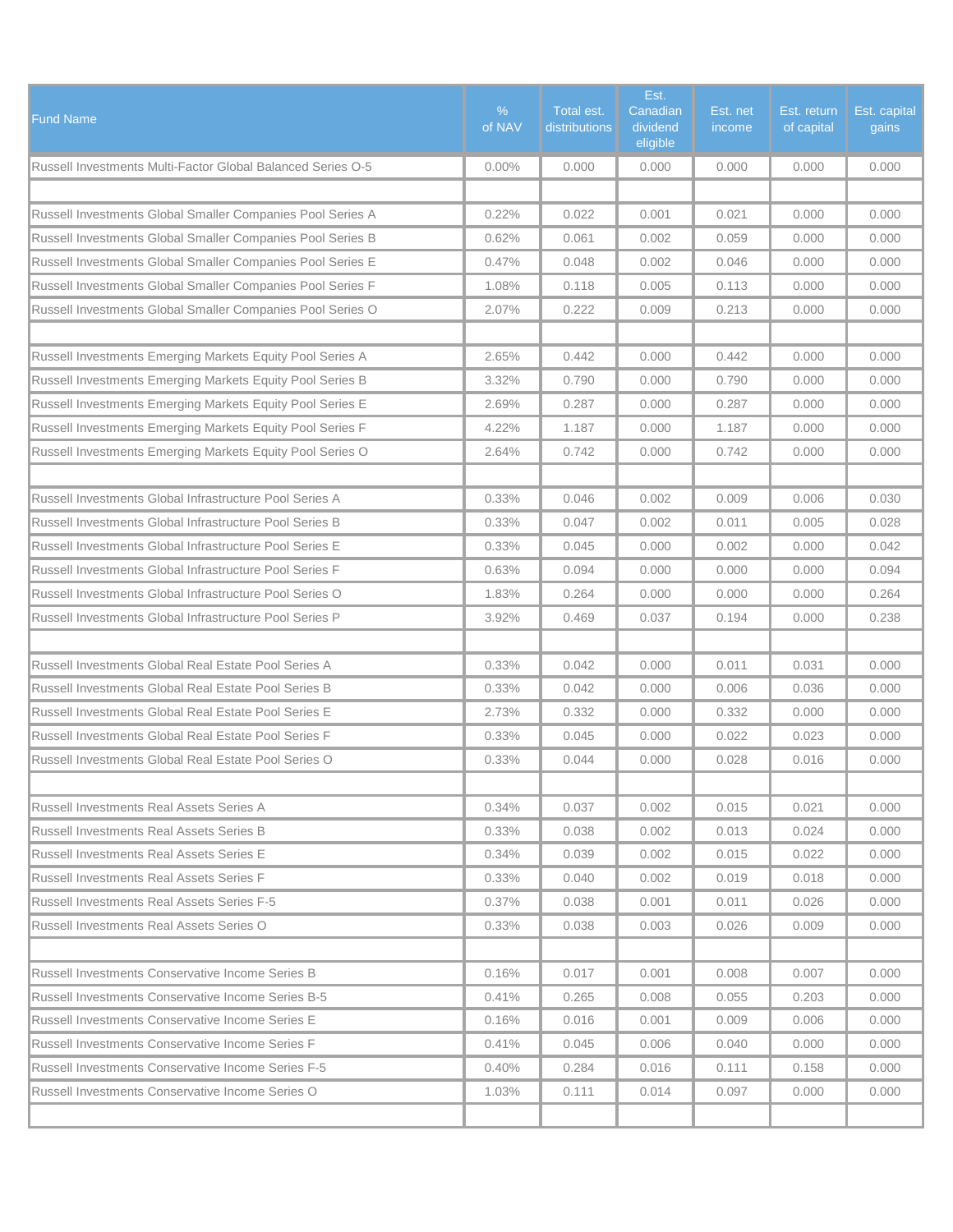| Fund Name | % of NAV | Total est. distributions | Est. Canadian dividend eligible | Est. net income | Est. return of capital | Est. capital gains |
|---|---|---|---|---|---|---|
| Russell Investments Multi-Factor Global Balanced Series O-5 | 0.00% | 0.000 | 0.000 | 0.000 | 0.000 | 0.000 |
| | | | | | | |
| Russell Investments Global Smaller Companies Pool Series A | 0.22% | 0.022 | 0.001 | 0.021 | 0.000 | 0.000 |
| Russell Investments Global Smaller Companies Pool Series B | 0.62% | 0.061 | 0.002 | 0.059 | 0.000 | 0.000 |
| Russell Investments Global Smaller Companies Pool Series E | 0.47% | 0.048 | 0.002 | 0.046 | 0.000 | 0.000 |
| Russell Investments Global Smaller Companies Pool Series F | 1.08% | 0.118 | 0.005 | 0.113 | 0.000 | 0.000 |
| Russell Investments Global Smaller Companies Pool Series O | 2.07% | 0.222 | 0.009 | 0.213 | 0.000 | 0.000 |
| | | | | | | |
| Russell Investments Emerging Markets Equity Pool Series A | 2.65% | 0.442 | 0.000 | 0.442 | 0.000 | 0.000 |
| Russell Investments Emerging Markets Equity Pool Series B | 3.32% | 0.790 | 0.000 | 0.790 | 0.000 | 0.000 |
| Russell Investments Emerging Markets Equity Pool Series E | 2.69% | 0.287 | 0.000 | 0.287 | 0.000 | 0.000 |
| Russell Investments Emerging Markets Equity Pool Series F | 4.22% | 1.187 | 0.000 | 1.187 | 0.000 | 0.000 |
| Russell Investments Emerging Markets Equity Pool Series O | 2.64% | 0.742 | 0.000 | 0.742 | 0.000 | 0.000 |
| | | | | | | |
| Russell Investments Global Infrastructure Pool Series A | 0.33% | 0.046 | 0.002 | 0.009 | 0.006 | 0.030 |
| Russell Investments Global Infrastructure Pool Series B | 0.33% | 0.047 | 0.002 | 0.011 | 0.005 | 0.028 |
| Russell Investments Global Infrastructure Pool Series E | 0.33% | 0.045 | 0.000 | 0.002 | 0.000 | 0.042 |
| Russell Investments Global Infrastructure Pool Series F | 0.63% | 0.094 | 0.000 | 0.000 | 0.000 | 0.094 |
| Russell Investments Global Infrastructure Pool Series O | 1.83% | 0.264 | 0.000 | 0.000 | 0.000 | 0.264 |
| Russell Investments Global Infrastructure Pool Series P | 3.92% | 0.469 | 0.037 | 0.194 | 0.000 | 0.238 |
| | | | | | | |
| Russell Investments Global Real Estate Pool Series A | 0.33% | 0.042 | 0.000 | 0.011 | 0.031 | 0.000 |
| Russell Investments Global Real Estate Pool Series B | 0.33% | 0.042 | 0.000 | 0.006 | 0.036 | 0.000 |
| Russell Investments Global Real Estate Pool Series E | 2.73% | 0.332 | 0.000 | 0.332 | 0.000 | 0.000 |
| Russell Investments Global Real Estate Pool Series F | 0.33% | 0.045 | 0.000 | 0.022 | 0.023 | 0.000 |
| Russell Investments Global Real Estate Pool Series O | 0.33% | 0.044 | 0.000 | 0.028 | 0.016 | 0.000 |
| | | | | | | |
| Russell Investments Real Assets Series A | 0.34% | 0.037 | 0.002 | 0.015 | 0.021 | 0.000 |
| Russell Investments Real Assets Series B | 0.33% | 0.038 | 0.002 | 0.013 | 0.024 | 0.000 |
| Russell Investments Real Assets Series E | 0.34% | 0.039 | 0.002 | 0.015 | 0.022 | 0.000 |
| Russell Investments Real Assets Series F | 0.33% | 0.040 | 0.002 | 0.019 | 0.018 | 0.000 |
| Russell Investments Real Assets Series F-5 | 0.37% | 0.038 | 0.001 | 0.011 | 0.026 | 0.000 |
| Russell Investments Real Assets Series O | 0.33% | 0.038 | 0.003 | 0.026 | 0.009 | 0.000 |
| | | | | | | |
| Russell Investments Conservative Income Series B | 0.16% | 0.017 | 0.001 | 0.008 | 0.007 | 0.000 |
| Russell Investments Conservative Income Series B-5 | 0.41% | 0.265 | 0.008 | 0.055 | 0.203 | 0.000 |
| Russell Investments Conservative Income Series E | 0.16% | 0.016 | 0.001 | 0.009 | 0.006 | 0.000 |
| Russell Investments Conservative Income Series F | 0.41% | 0.045 | 0.006 | 0.040 | 0.000 | 0.000 |
| Russell Investments Conservative Income Series F-5 | 0.40% | 0.284 | 0.016 | 0.111 | 0.158 | 0.000 |
| Russell Investments Conservative Income Series O | 1.03% | 0.111 | 0.014 | 0.097 | 0.000 | 0.000 |
| | | | | | | |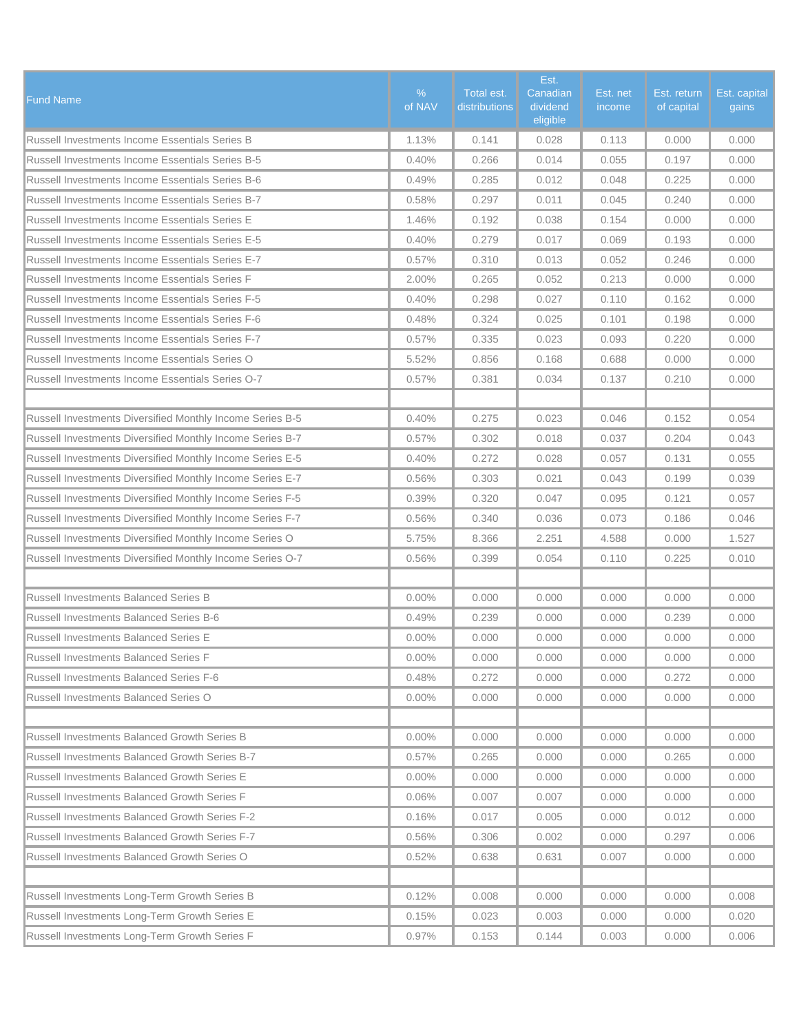| Fund Name | % of NAV | Total est. distributions | Est. Canadian dividend eligible | Est. net income | Est. return of capital | Est. capital gains |
|---|---|---|---|---|---|---|
| Russell Investments Income Essentials Series B | 1.13% | 0.141 | 0.028 | 0.113 | 0.000 | 0.000 |
| Russell Investments Income Essentials Series B-5 | 0.40% | 0.266 | 0.014 | 0.055 | 0.197 | 0.000 |
| Russell Investments Income Essentials Series B-6 | 0.49% | 0.285 | 0.012 | 0.048 | 0.225 | 0.000 |
| Russell Investments Income Essentials Series B-7 | 0.58% | 0.297 | 0.011 | 0.045 | 0.240 | 0.000 |
| Russell Investments Income Essentials Series E | 1.46% | 0.192 | 0.038 | 0.154 | 0.000 | 0.000 |
| Russell Investments Income Essentials Series E-5 | 0.40% | 0.279 | 0.017 | 0.069 | 0.193 | 0.000 |
| Russell Investments Income Essentials Series E-7 | 0.57% | 0.310 | 0.013 | 0.052 | 0.246 | 0.000 |
| Russell Investments Income Essentials Series F | 2.00% | 0.265 | 0.052 | 0.213 | 0.000 | 0.000 |
| Russell Investments Income Essentials Series F-5 | 0.40% | 0.298 | 0.027 | 0.110 | 0.162 | 0.000 |
| Russell Investments Income Essentials Series F-6 | 0.48% | 0.324 | 0.025 | 0.101 | 0.198 | 0.000 |
| Russell Investments Income Essentials Series F-7 | 0.57% | 0.335 | 0.023 | 0.093 | 0.220 | 0.000 |
| Russell Investments Income Essentials Series O | 5.52% | 0.856 | 0.168 | 0.688 | 0.000 | 0.000 |
| Russell Investments Income Essentials Series O-7 | 0.57% | 0.381 | 0.034 | 0.137 | 0.210 | 0.000 |
| | | | | | | |
| Russell Investments Diversified Monthly Income Series B-5 | 0.40% | 0.275 | 0.023 | 0.046 | 0.152 | 0.054 |
| Russell Investments Diversified Monthly Income Series B-7 | 0.57% | 0.302 | 0.018 | 0.037 | 0.204 | 0.043 |
| Russell Investments Diversified Monthly Income Series E-5 | 0.40% | 0.272 | 0.028 | 0.057 | 0.131 | 0.055 |
| Russell Investments Diversified Monthly Income Series E-7 | 0.56% | 0.303 | 0.021 | 0.043 | 0.199 | 0.039 |
| Russell Investments Diversified Monthly Income Series F-5 | 0.39% | 0.320 | 0.047 | 0.095 | 0.121 | 0.057 |
| Russell Investments Diversified Monthly Income Series F-7 | 0.56% | 0.340 | 0.036 | 0.073 | 0.186 | 0.046 |
| Russell Investments Diversified Monthly Income Series O | 5.75% | 8.366 | 2.251 | 4.588 | 0.000 | 1.527 |
| Russell Investments Diversified Monthly Income Series O-7 | 0.56% | 0.399 | 0.054 | 0.110 | 0.225 | 0.010 |
| | | | | | | |
| Russell Investments Balanced Series B | 0.00% | 0.000 | 0.000 | 0.000 | 0.000 | 0.000 |
| Russell Investments Balanced Series B-6 | 0.49% | 0.239 | 0.000 | 0.000 | 0.239 | 0.000 |
| Russell Investments Balanced Series E | 0.00% | 0.000 | 0.000 | 0.000 | 0.000 | 0.000 |
| Russell Investments Balanced Series F | 0.00% | 0.000 | 0.000 | 0.000 | 0.000 | 0.000 |
| Russell Investments Balanced Series F-6 | 0.48% | 0.272 | 0.000 | 0.000 | 0.272 | 0.000 |
| Russell Investments Balanced Series O | 0.00% | 0.000 | 0.000 | 0.000 | 0.000 | 0.000 |
| | | | | | | |
| Russell Investments Balanced Growth Series B | 0.00% | 0.000 | 0.000 | 0.000 | 0.000 | 0.000 |
| Russell Investments Balanced Growth Series B-7 | 0.57% | 0.265 | 0.000 | 0.000 | 0.265 | 0.000 |
| Russell Investments Balanced Growth Series E | 0.00% | 0.000 | 0.000 | 0.000 | 0.000 | 0.000 |
| Russell Investments Balanced Growth Series F | 0.06% | 0.007 | 0.007 | 0.000 | 0.000 | 0.000 |
| Russell Investments Balanced Growth Series F-2 | 0.16% | 0.017 | 0.005 | 0.000 | 0.012 | 0.000 |
| Russell Investments Balanced Growth Series F-7 | 0.56% | 0.306 | 0.002 | 0.000 | 0.297 | 0.006 |
| Russell Investments Balanced Growth Series O | 0.52% | 0.638 | 0.631 | 0.007 | 0.000 | 0.000 |
| | | | | | | |
| Russell Investments Long-Term Growth Series B | 0.12% | 0.008 | 0.000 | 0.000 | 0.000 | 0.008 |
| Russell Investments Long-Term Growth Series E | 0.15% | 0.023 | 0.003 | 0.000 | 0.000 | 0.020 |
| Russell Investments Long-Term Growth Series F | 0.97% | 0.153 | 0.144 | 0.003 | 0.000 | 0.006 |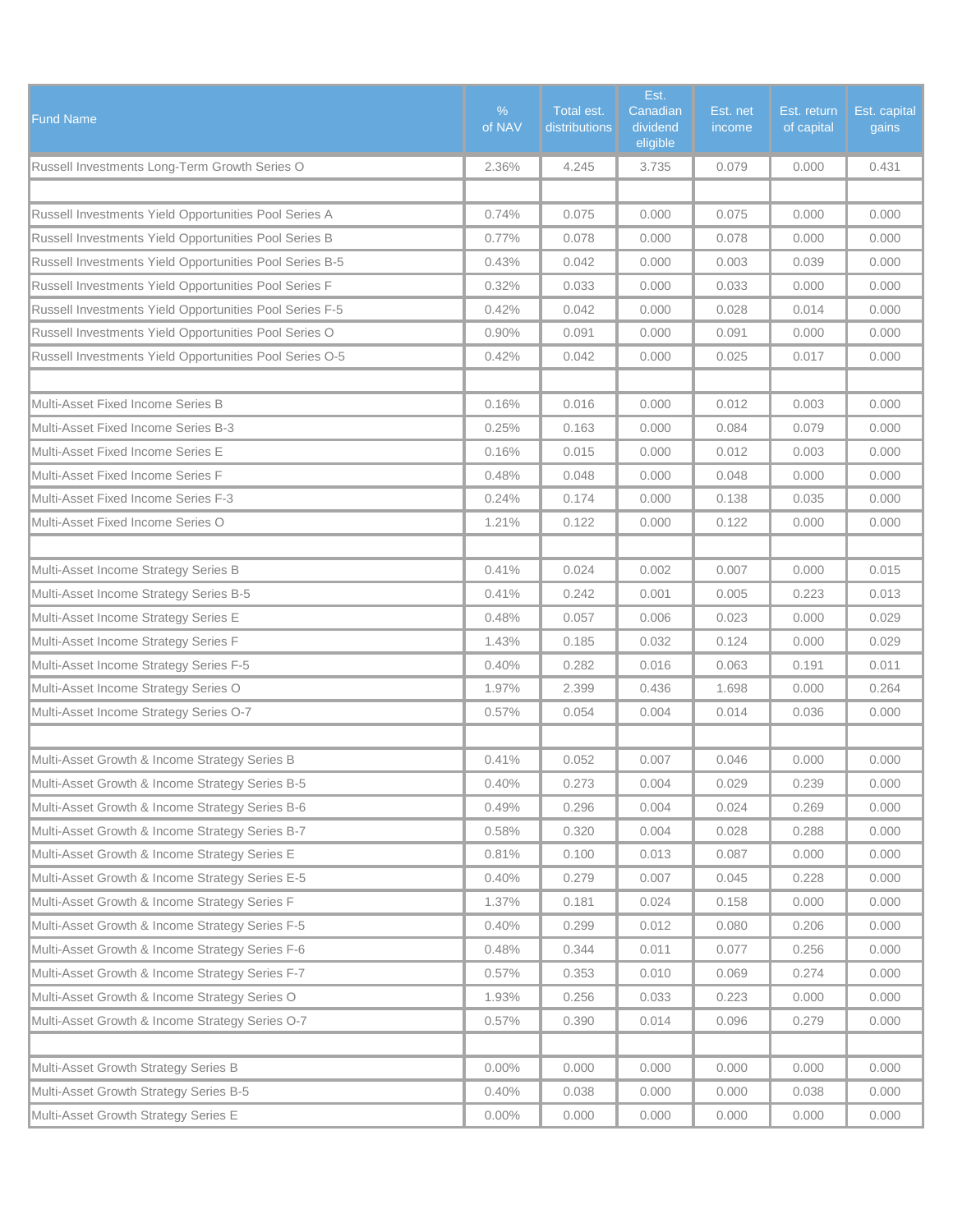| Fund Name | % of NAV | Total est. distributions | Est. Canadian dividend eligible | Est. net income | Est. return of capital | Est. capital gains |
|---|---|---|---|---|---|---|
| Russell Investments Long-Term Growth Series O | 2.36% | 4.245 | 3.735 | 0.079 | 0.000 | 0.431 |
| | | | | | | |
| Russell Investments Yield Opportunities Pool Series A | 0.74% | 0.075 | 0.000 | 0.075 | 0.000 | 0.000 |
| Russell Investments Yield Opportunities Pool Series B | 0.77% | 0.078 | 0.000 | 0.078 | 0.000 | 0.000 |
| Russell Investments Yield Opportunities Pool Series B-5 | 0.43% | 0.042 | 0.000 | 0.003 | 0.039 | 0.000 |
| Russell Investments Yield Opportunities Pool Series F | 0.32% | 0.033 | 0.000 | 0.033 | 0.000 | 0.000 |
| Russell Investments Yield Opportunities Pool Series F-5 | 0.42% | 0.042 | 0.000 | 0.028 | 0.014 | 0.000 |
| Russell Investments Yield Opportunities Pool Series O | 0.90% | 0.091 | 0.000 | 0.091 | 0.000 | 0.000 |
| Russell Investments Yield Opportunities Pool Series O-5 | 0.42% | 0.042 | 0.000 | 0.025 | 0.017 | 0.000 |
| | | | | | | |
| Multi-Asset Fixed Income Series B | 0.16% | 0.016 | 0.000 | 0.012 | 0.003 | 0.000 |
| Multi-Asset Fixed Income Series B-3 | 0.25% | 0.163 | 0.000 | 0.084 | 0.079 | 0.000 |
| Multi-Asset Fixed Income Series E | 0.16% | 0.015 | 0.000 | 0.012 | 0.003 | 0.000 |
| Multi-Asset Fixed Income Series F | 0.48% | 0.048 | 0.000 | 0.048 | 0.000 | 0.000 |
| Multi-Asset Fixed Income Series F-3 | 0.24% | 0.174 | 0.000 | 0.138 | 0.035 | 0.000 |
| Multi-Asset Fixed Income Series O | 1.21% | 0.122 | 0.000 | 0.122 | 0.000 | 0.000 |
| | | | | | | |
| Multi-Asset Income Strategy Series B | 0.41% | 0.024 | 0.002 | 0.007 | 0.000 | 0.015 |
| Multi-Asset Income Strategy Series B-5 | 0.41% | 0.242 | 0.001 | 0.005 | 0.223 | 0.013 |
| Multi-Asset Income Strategy Series E | 0.48% | 0.057 | 0.006 | 0.023 | 0.000 | 0.029 |
| Multi-Asset Income Strategy Series F | 1.43% | 0.185 | 0.032 | 0.124 | 0.000 | 0.029 |
| Multi-Asset Income Strategy Series F-5 | 0.40% | 0.282 | 0.016 | 0.063 | 0.191 | 0.011 |
| Multi-Asset Income Strategy Series O | 1.97% | 2.399 | 0.436 | 1.698 | 0.000 | 0.264 |
| Multi-Asset Income Strategy Series O-7 | 0.57% | 0.054 | 0.004 | 0.014 | 0.036 | 0.000 |
| | | | | | | |
| Multi-Asset Growth & Income Strategy Series B | 0.41% | 0.052 | 0.007 | 0.046 | 0.000 | 0.000 |
| Multi-Asset Growth & Income Strategy Series B-5 | 0.40% | 0.273 | 0.004 | 0.029 | 0.239 | 0.000 |
| Multi-Asset Growth & Income Strategy Series B-6 | 0.49% | 0.296 | 0.004 | 0.024 | 0.269 | 0.000 |
| Multi-Asset Growth & Income Strategy Series B-7 | 0.58% | 0.320 | 0.004 | 0.028 | 0.288 | 0.000 |
| Multi-Asset Growth & Income Strategy Series E | 0.81% | 0.100 | 0.013 | 0.087 | 0.000 | 0.000 |
| Multi-Asset Growth & Income Strategy Series E-5 | 0.40% | 0.279 | 0.007 | 0.045 | 0.228 | 0.000 |
| Multi-Asset Growth & Income Strategy Series F | 1.37% | 0.181 | 0.024 | 0.158 | 0.000 | 0.000 |
| Multi-Asset Growth & Income Strategy Series F-5 | 0.40% | 0.299 | 0.012 | 0.080 | 0.206 | 0.000 |
| Multi-Asset Growth & Income Strategy Series F-6 | 0.48% | 0.344 | 0.011 | 0.077 | 0.256 | 0.000 |
| Multi-Asset Growth & Income Strategy Series F-7 | 0.57% | 0.353 | 0.010 | 0.069 | 0.274 | 0.000 |
| Multi-Asset Growth & Income Strategy Series O | 1.93% | 0.256 | 0.033 | 0.223 | 0.000 | 0.000 |
| Multi-Asset Growth & Income Strategy Series O-7 | 0.57% | 0.390 | 0.014 | 0.096 | 0.279 | 0.000 |
| | | | | | | |
| Multi-Asset Growth Strategy Series B | 0.00% | 0.000 | 0.000 | 0.000 | 0.000 | 0.000 |
| Multi-Asset Growth Strategy Series B-5 | 0.40% | 0.038 | 0.000 | 0.000 | 0.038 | 0.000 |
| Multi-Asset Growth Strategy Series E | 0.00% | 0.000 | 0.000 | 0.000 | 0.000 | 0.000 |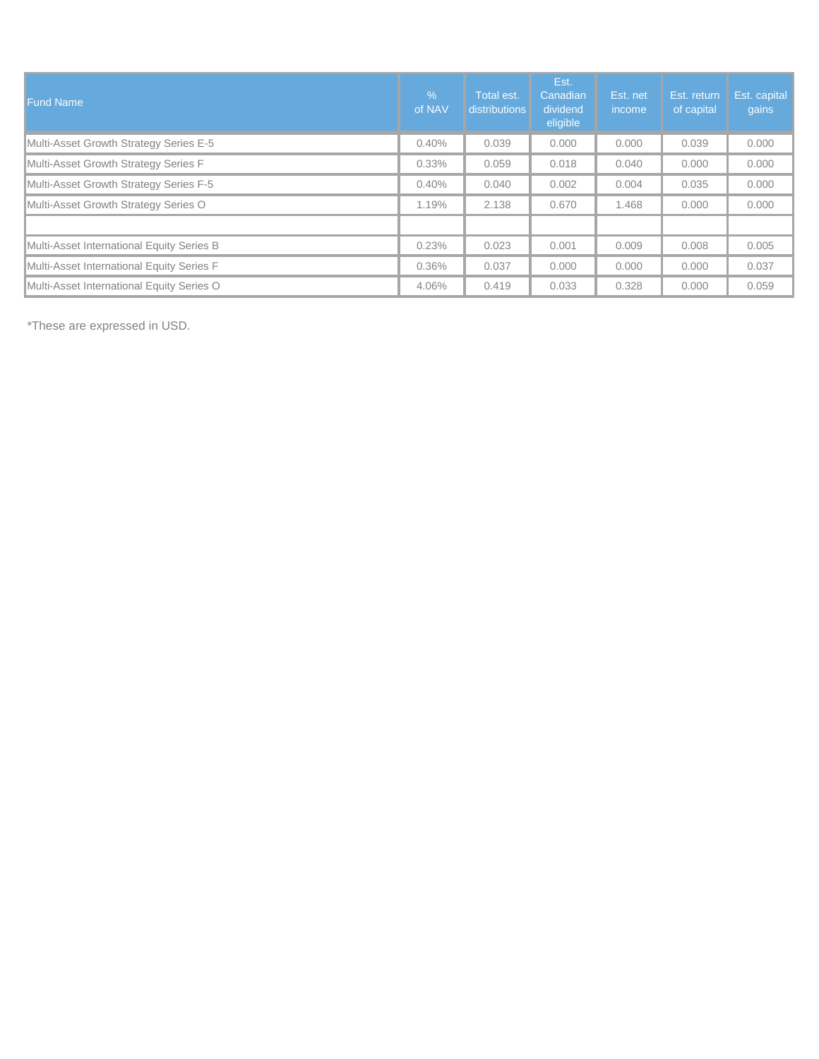| Fund Name | % of NAV | Total est. distributions | Est. Canadian dividend eligible | Est. net income | Est. return of capital | Est. capital gains |
|---|---|---|---|---|---|---|
| Multi-Asset Growth Strategy Series E-5 | 0.40% | 0.039 | 0.000 | 0.000 | 0.039 | 0.000 |
| Multi-Asset Growth Strategy Series F | 0.33% | 0.059 | 0.018 | 0.040 | 0.000 | 0.000 |
| Multi-Asset Growth Strategy Series F-5 | 0.40% | 0.040 | 0.002 | 0.004 | 0.035 | 0.000 |
| Multi-Asset Growth Strategy Series O | 1.19% | 2.138 | 0.670 | 1.468 | 0.000 | 0.000 |
| | | | | | | |
| Multi-Asset International Equity Series B | 0.23% | 0.023 | 0.001 | 0.009 | 0.008 | 0.005 |
| Multi-Asset International Equity Series F | 0.36% | 0.037 | 0.000 | 0.000 | 0.000 | 0.037 |
| Multi-Asset International Equity Series O | 4.06% | 0.419 | 0.033 | 0.328 | 0.000 | 0.059 |

*These are expressed in USD.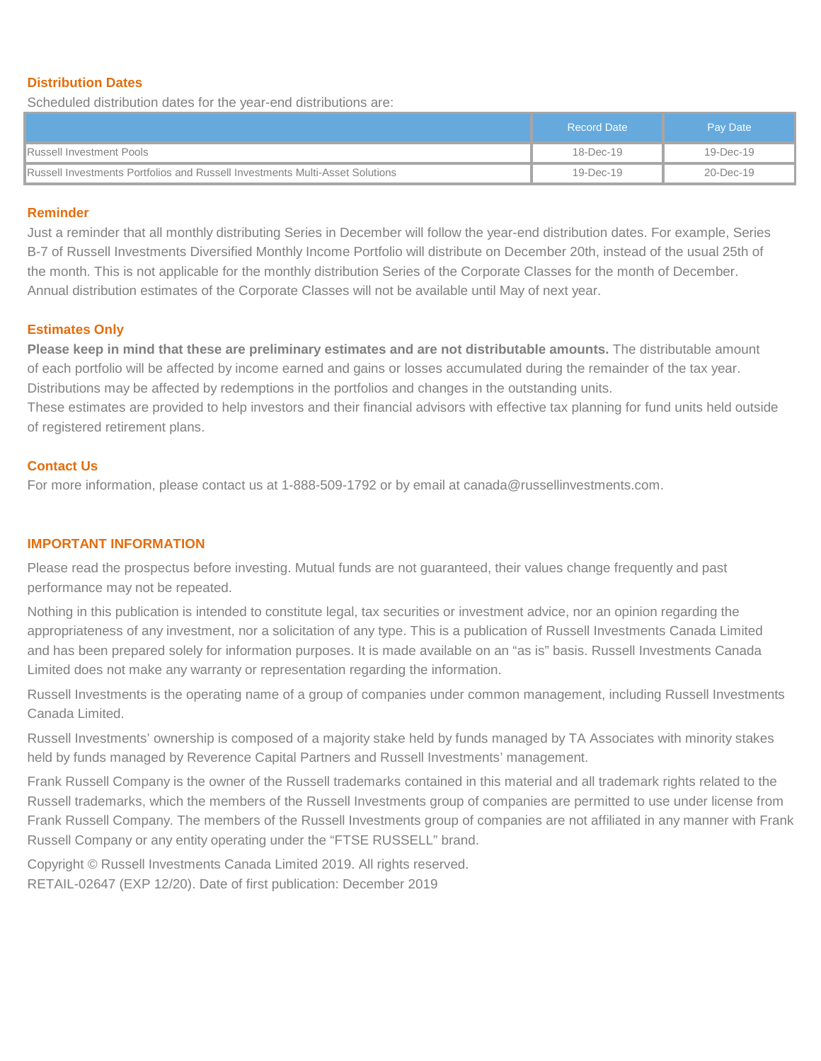## Distribution Dates

Scheduled distribution dates for the year-end distributions are:

| | Record Date | Pay Date |
|---|---|---|
| Russell Investment Pools | 18-Dec-19 | 19-Dec-19 |
| Russell Investments Portfolios and Russell Investments Multi-Asset Solutions | 19-Dec-19 | 20-Dec-19 |

## Reminder

Just a reminder that all monthly distributing Series in December will follow the year-end distribution dates. For example, Series B-7 of Russell Investments Diversified Monthly Income Portfolio will distribute on December 20th, instead of the usual 25th of the month. This is not applicable for the monthly distribution Series of the Corporate Classes for the month of December. Annual distribution estimates of the Corporate Classes will not be available until May of next year.

## Estimates Only

**Please keep in mind that these are preliminary estimates and are not distributable amounts.** The distributable amount of each portfolio will be affected by income earned and gains or losses accumulated during the remainder of the tax year. Distributions may be affected by redemptions in the portfolios and changes in the outstanding units.
These estimates are provided to help investors and their financial advisors with effective tax planning for fund units held outside of registered retirement plans.

## Contact Us

For more information, please contact us at 1-888-509-1792 or by email at canada@russellinvestments.com.

## IMPORTANT INFORMATION

Please read the prospectus before investing. Mutual funds are not guaranteed, their values change frequently and past performance may not be repeated.

Nothing in this publication is intended to constitute legal, tax securities or investment advice, nor an opinion regarding the appropriateness of any investment, nor a solicitation of any type. This is a publication of Russell Investments Canada Limited and has been prepared solely for information purposes. It is made available on an "as is" basis. Russell Investments Canada Limited does not make any warranty or representation regarding the information.

Russell Investments is the operating name of a group of companies under common management, including Russell Investments Canada Limited.

Russell Investments' ownership is composed of a majority stake held by funds managed by TA Associates with minority stakes held by funds managed by Reverence Capital Partners and Russell Investments' management.

Frank Russell Company is the owner of the Russell trademarks contained in this material and all trademark rights related to the Russell trademarks, which the members of the Russell Investments group of companies are permitted to use under license from Frank Russell Company. The members of the Russell Investments group of companies are not affiliated in any manner with Frank Russell Company or any entity operating under the "FTSE RUSSELL" brand.

Copyright © Russell Investments Canada Limited 2019. All rights reserved.
RETAIL-02647 (EXP 12/20). Date of first publication: December 2019